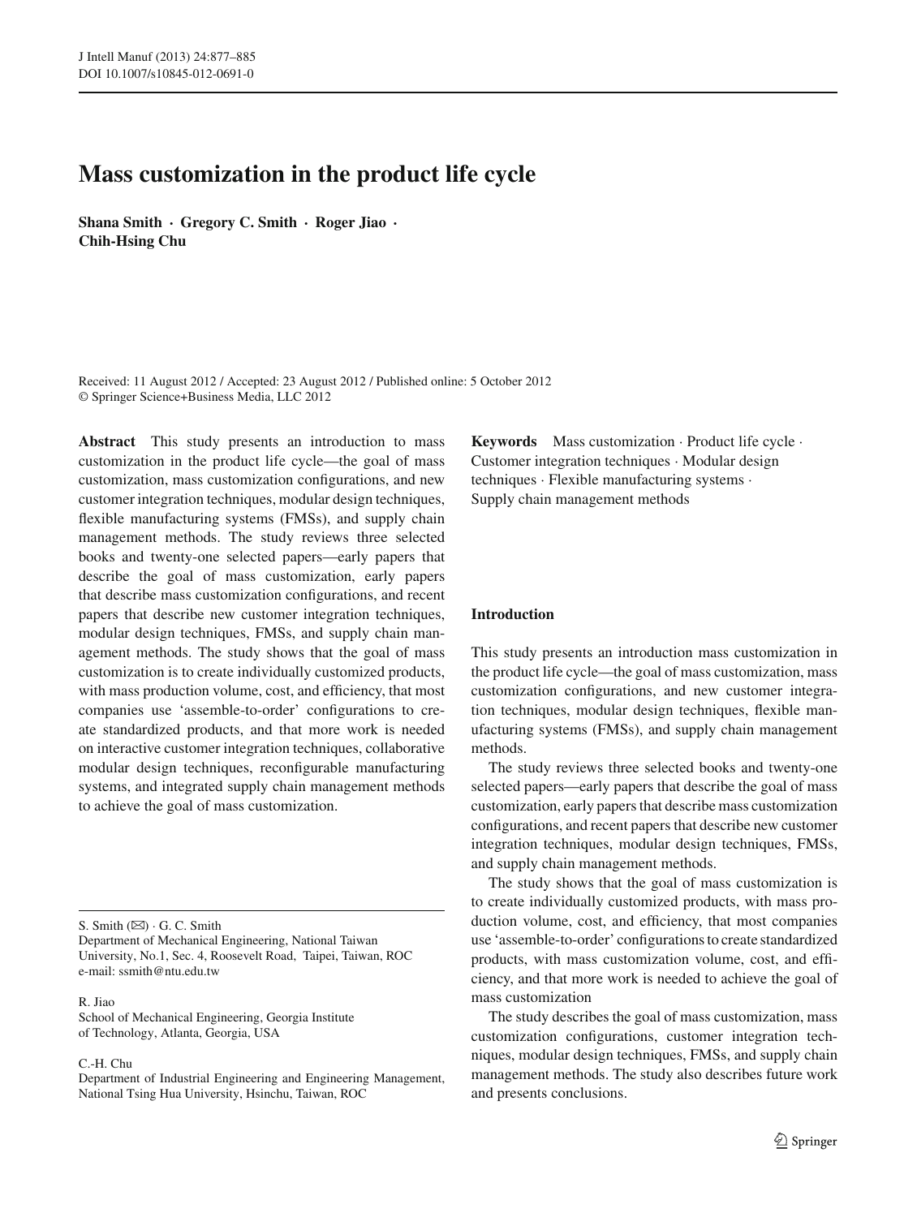# Mass customization in the product life cycle

**Shana Smith · Gregory C. Smith · Roger Jiao · Chih-Hsing Chu**

Received: 11 August 2012 / Accepted: 23 August 2012 / Published online: 5 October 2012
© Springer Science+Business Media, LLC 2012

**Abstract** This study presents an introduction to mass customization in the product life cycle—the goal of mass customization, mass customization configurations, and new customer integration techniques, modular design techniques, flexible manufacturing systems (FMSs), and supply chain management methods. The study reviews three selected books and twenty-one selected papers—early papers that describe the goal of mass customization, early papers that describe mass customization configurations, and recent papers that describe new customer integration techniques, modular design techniques, FMSs, and supply chain management methods. The study shows that the goal of mass customization is to create individually customized products, with mass production volume, cost, and efficiency, that most companies use 'assemble-to-order' configurations to create standardized products, and that more work is needed on interactive customer integration techniques, collaborative modular design techniques, reconfigurable manufacturing systems, and integrated supply chain management methods to achieve the goal of mass customization.

**Keywords** Mass customization · Product life cycle · Customer integration techniques · Modular design techniques · Flexible manufacturing systems · Supply chain management methods

S. Smith (✉) · G. C. Smith
Department of Mechanical Engineering, National Taiwan University, No.1, Sec. 4, Roosevelt Road, Taipei, Taiwan, ROC
e-mail: ssmith@ntu.edu.tw

R. Jiao
School of Mechanical Engineering, Georgia Institute of Technology, Atlanta, Georgia, USA

C.-H. Chu
Department of Industrial Engineering and Engineering Management, National Tsing Hua University, Hsinchu, Taiwan, ROC

## Introduction

This study presents an introduction mass customization in the product life cycle—the goal of mass customization, mass customization configurations, and new customer integration techniques, modular design techniques, flexible manufacturing systems (FMSs), and supply chain management methods.

The study reviews three selected books and twenty-one selected papers—early papers that describe the goal of mass customization, early papers that describe mass customization configurations, and recent papers that describe new customer integration techniques, modular design techniques, FMSs, and supply chain management methods.

The study shows that the goal of mass customization is to create individually customized products, with mass production volume, cost, and efficiency, that most companies use 'assemble-to-order' configurations to create standardized products, with mass customization volume, cost, and efficiency, and that more work is needed to achieve the goal of mass customization

The study describes the goal of mass customization, mass customization configurations, customer integration techniques, modular design techniques, FMSs, and supply chain management methods. The study also describes future work and presents conclusions.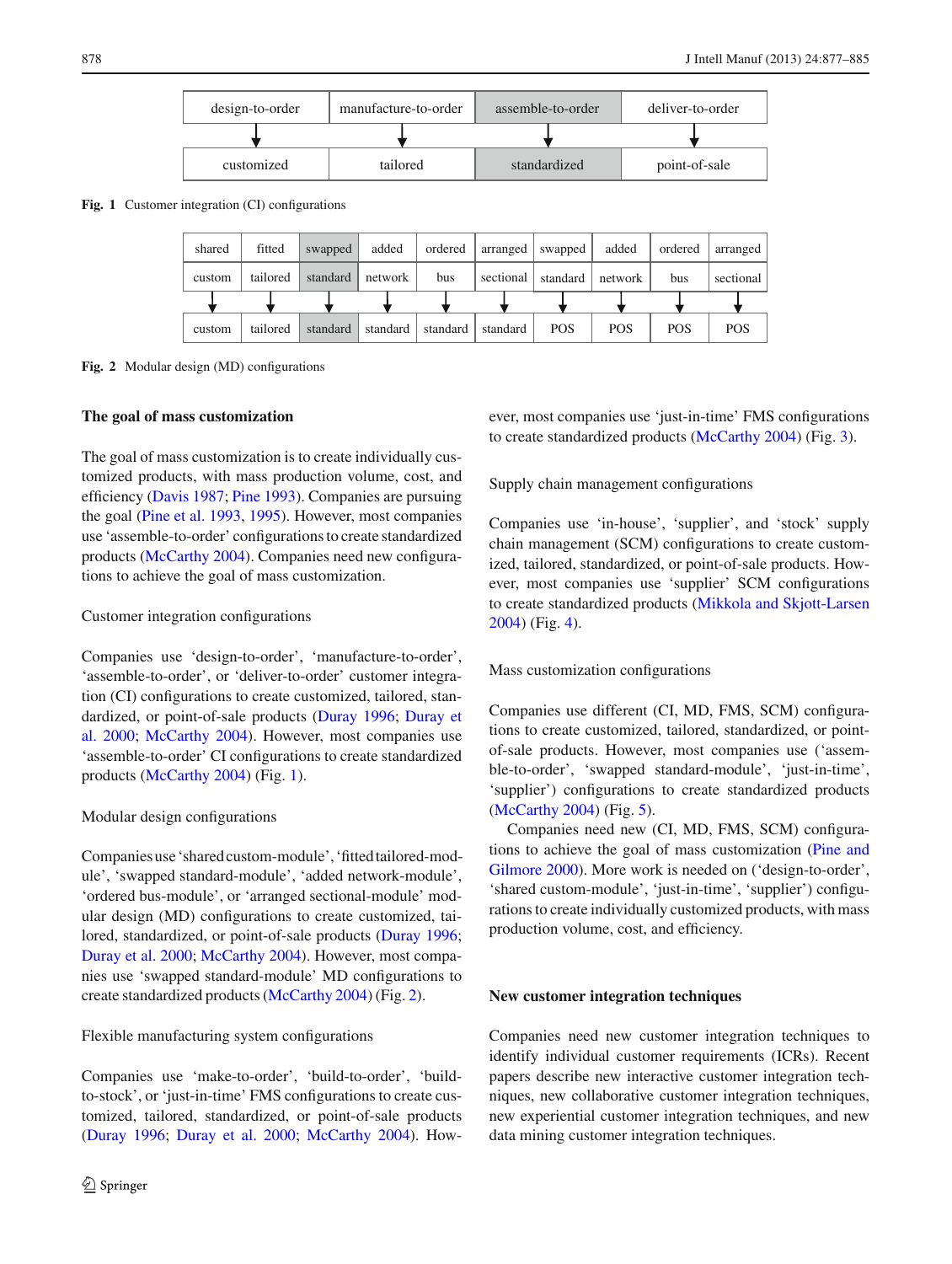| design-to-order | manufacture-to-order | assemble-to-order | deliver-to-order |
|---|---|---|---|
| ↓ | ↓ | ↓ | ↓ |
| customized | tailored | standardized | point-of-sale |

**Fig. 1** Customer integration (CI) configurations

| shared | fitted | swapped | added | ordered | arranged | swapped | added | ordered | arranged |
|---|---|---|---|---|---|---|---|---|---|
| custom | tailored | standard | network | bus | sectional | standard | network | bus | sectional |
| ↓ | ↓ | ↓ | ↓ | ↓ | ↓ | ↓ | ↓ | ↓ | ↓ |
| custom | tailored | standard | standard | standard | standard | POS | POS | POS | POS |

**Fig. 2** Modular design (MD) configurations

## The goal of mass customization

The goal of mass customization is to create individually customized products, with mass production volume, cost, and efficiency (Davis 1987; Pine 1993). Companies are pursuing the goal (Pine et al. 1993, 1995). However, most companies use 'assemble-to-order' configurations to create standardized products (McCarthy 2004). Companies need new configurations to achieve the goal of mass customization.

### Customer integration configurations

Companies use 'design-to-order', 'manufacture-to-order', 'assemble-to-order', or 'deliver-to-order' customer integration (CI) configurations to create customized, tailored, standardized, or point-of-sale products (Duray 1996; Duray et al. 2000; McCarthy 2004). However, most companies use 'assemble-to-order' CI configurations to create standardized products (McCarthy 2004) (Fig. 1).

### Modular design configurations

Companies use 'shared custom-module', 'fitted tailored-module', 'swapped standard-module', 'added network-module', 'ordered bus-module', or 'arranged sectional-module' modular design (MD) configurations to create customized, tailored, standardized, or point-of-sale products (Duray 1996; Duray et al. 2000; McCarthy 2004). However, most companies use 'swapped standard-module' MD configurations to create standardized products (McCarthy 2004) (Fig. 2).

### Flexible manufacturing system configurations

Companies use 'make-to-order', 'build-to-order', 'build-to-stock', or 'just-in-time' FMS configurations to create customized, tailored, standardized, or point-of-sale products (Duray 1996; Duray et al. 2000; McCarthy 2004). However, most companies use 'just-in-time' FMS configurations to create standardized products (McCarthy 2004) (Fig. 3).

### Supply chain management configurations

Companies use 'in-house', 'supplier', and 'stock' supply chain management (SCM) configurations to create customized, tailored, standardized, or point-of-sale products. However, most companies use 'supplier' SCM configurations to create standardized products (Mikkola and Skjott-Larsen 2004) (Fig. 4).

### Mass customization configurations

Companies use different (CI, MD, FMS, SCM) configurations to create customized, tailored, standardized, or point-of-sale products. However, most companies use ('assemble-to-order', 'swapped standard-module', 'just-in-time', 'supplier') configurations to create standardized products (McCarthy 2004) (Fig. 5).

Companies need new (CI, MD, FMS, SCM) configurations to achieve the goal of mass customization (Pine and Gilmore 2000). More work is needed on ('design-to-order', 'shared custom-module', 'just-in-time', 'supplier') configurations to create individually customized products, with mass production volume, cost, and efficiency.

## New customer integration techniques

Companies need new customer integration techniques to identify individual customer requirements (ICRs). Recent papers describe new interactive customer integration techniques, new collaborative customer integration techniques, new experiential customer integration techniques, and new data mining customer integration techniques.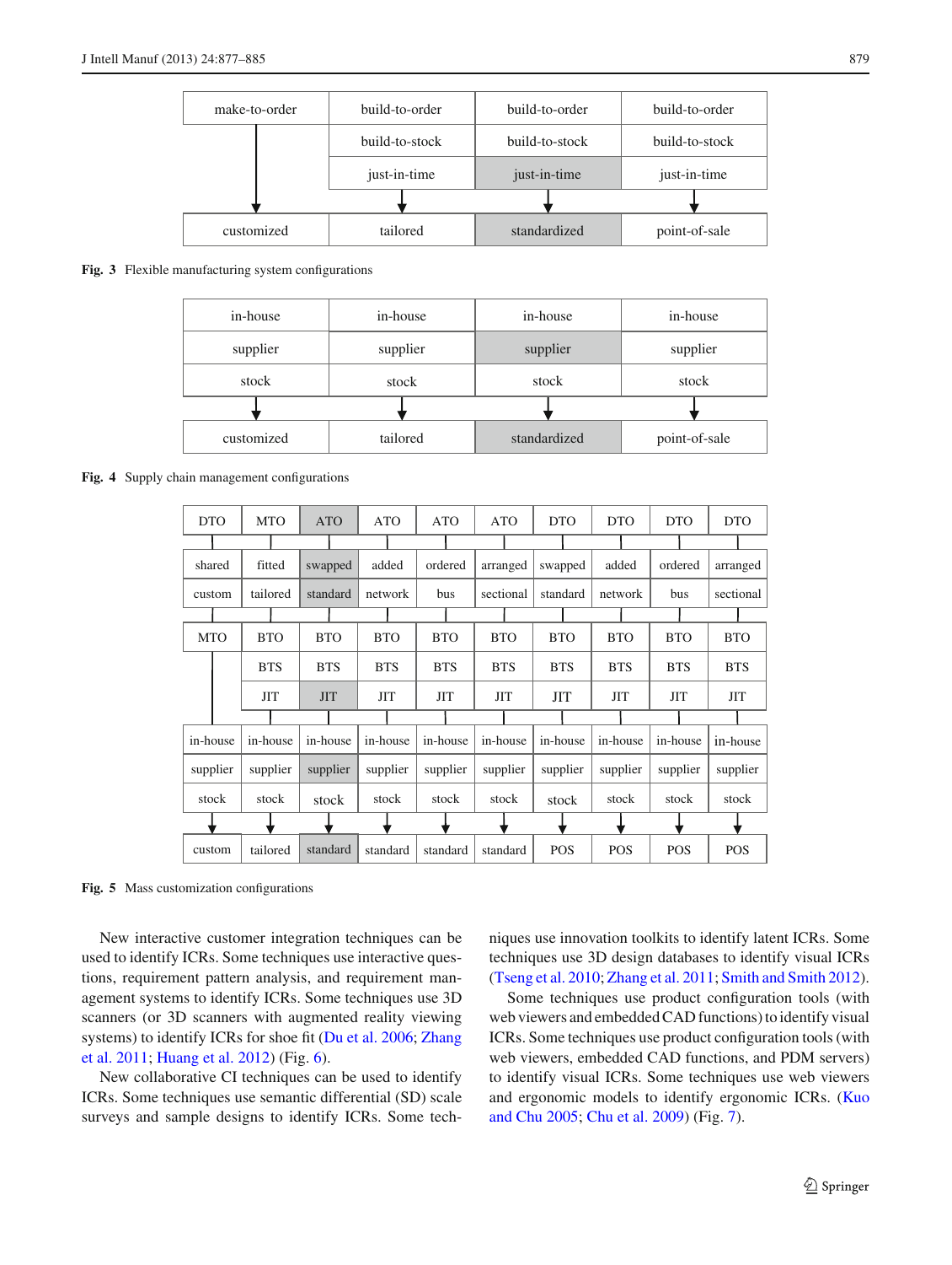| make-to-order | build-to-order | build-to-order | build-to-order |
|---|---|---|---|
| | build-to-stock | build-to-stock | build-to-stock |
| | just-in-time | just-in-time | just-in-time |
| ↓ | ↓ | ↓ | ↓ |
| customized | tailored | standardized | point-of-sale |

**Fig. 3** Flexible manufacturing system configurations

| in-house | in-house | in-house | in-house |
|---|---|---|---|
| supplier | supplier | supplier | supplier |
| stock | stock | stock | stock |
| ↓ | ↓ | ↓ | ↓ |
| customized | tailored | standardized | point-of-sale |

**Fig. 4** Supply chain management configurations

| DTO | MTO | ATO | ATO | ATO | ATO | DTO | DTO | DTO | DTO |
|---|---|---|---|---|---|---|---|---|---|
| shared | fitted | swapped | added | ordered | arranged | swapped | added | ordered | arranged |
| custom | tailored | standard | network | bus | sectional | standard | network | bus | sectional |
| MTO | BTO | BTO | BTO | BTO | BTO | BTO | BTO | BTO | BTO |
| | BTS | BTS | BTS | BTS | BTS | BTS | BTS | BTS | BTS |
| | JIT | JIT | JIT | JIT | JIT | JIT | JIT | JIT | JIT |
| in-house | in-house | in-house | in-house | in-house | in-house | in-house | in-house | in-house | in-house |
| supplier | supplier | supplier | supplier | supplier | supplier | supplier | supplier | supplier | supplier |
| stock | stock | stock | stock | stock | stock | stock | stock | stock | stock |
| ↓ | ↓ | ↓ | ↓ | ↓ | ↓ | ↓ | ↓ | ↓ | ↓ |
| custom | tailored | standard | standard | standard | standard | POS | POS | POS | POS |

**Fig. 5** Mass customization configurations

New interactive customer integration techniques can be used to identify ICRs. Some techniques use interactive questions, requirement pattern analysis, and requirement management systems to identify ICRs. Some techniques use 3D scanners (or 3D scanners with augmented reality viewing systems) to identify ICRs for shoe fit (Du et al. 2006; Zhang et al. 2011; Huang et al. 2012) (Fig. 6).

New collaborative CI techniques can be used to identify ICRs. Some techniques use semantic differential (SD) scale surveys and sample designs to identify ICRs. Some techniques use innovation toolkits to identify latent ICRs. Some techniques use 3D design databases to identify visual ICRs (Tseng et al. 2010; Zhang et al. 2011; Smith and Smith 2012).

Some techniques use product configuration tools (with web viewers and embedded CAD functions) to identify visual ICRs. Some techniques use product configuration tools (with web viewers, embedded CAD functions, and PDM servers) to identify visual ICRs. Some techniques use web viewers and ergonomic models to identify ergonomic ICRs. (Kuo and Chu 2005; Chu et al. 2009) (Fig. 7).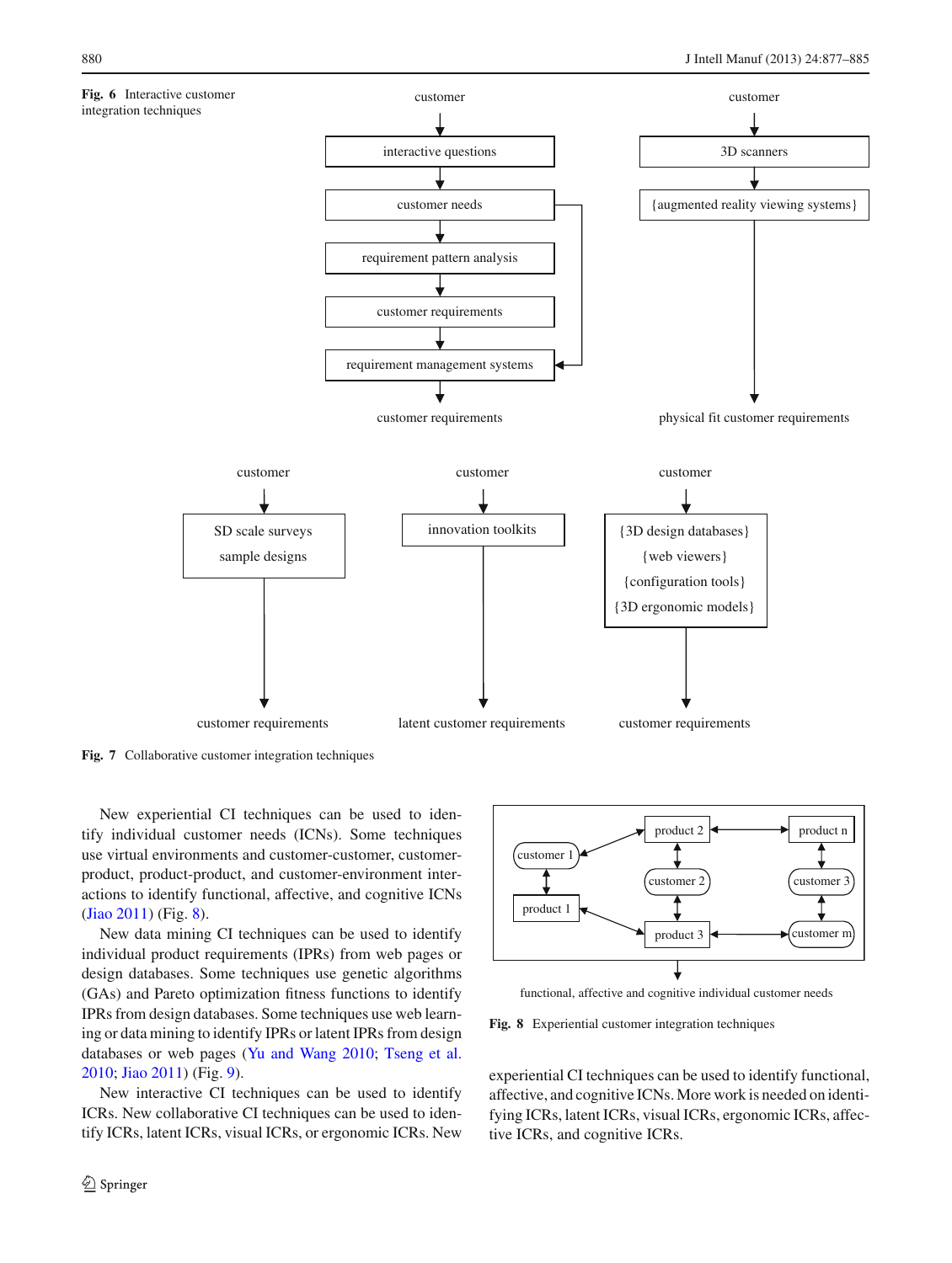**Fig. 6** Interactive customer integration techniques

**Fig. 7** Collaborative customer integration techniques

New experiential CI techniques can be used to identify individual customer needs (ICNs). Some techniques use virtual environments and customer-customer, customer-product, product-product, and customer-environment interactions to identify functional, affective, and cognitive ICNs (Jiao 2011) (Fig. 8).

New data mining CI techniques can be used to identify individual product requirements (IPRs) from web pages or design databases. Some techniques use genetic algorithms (GAs) and Pareto optimization fitness functions to identify IPRs from design databases. Some techniques use web learning or data mining to identify IPRs or latent IPRs from design databases or web pages (Yu and Wang 2010; Tseng et al. 2010; Jiao 2011) (Fig. 9).

New interactive CI techniques can be used to identify ICRs. New collaborative CI techniques can be used to identify ICRs, latent ICRs, visual ICRs, or ergonomic ICRs. New experiential CI techniques can be used to identify functional, affective, and cognitive ICNs. More work is needed on identifying ICRs, latent ICRs, visual ICRs, ergonomic ICRs, affective ICRs, and cognitive ICRs.

**Fig. 8** Experiential customer integration techniques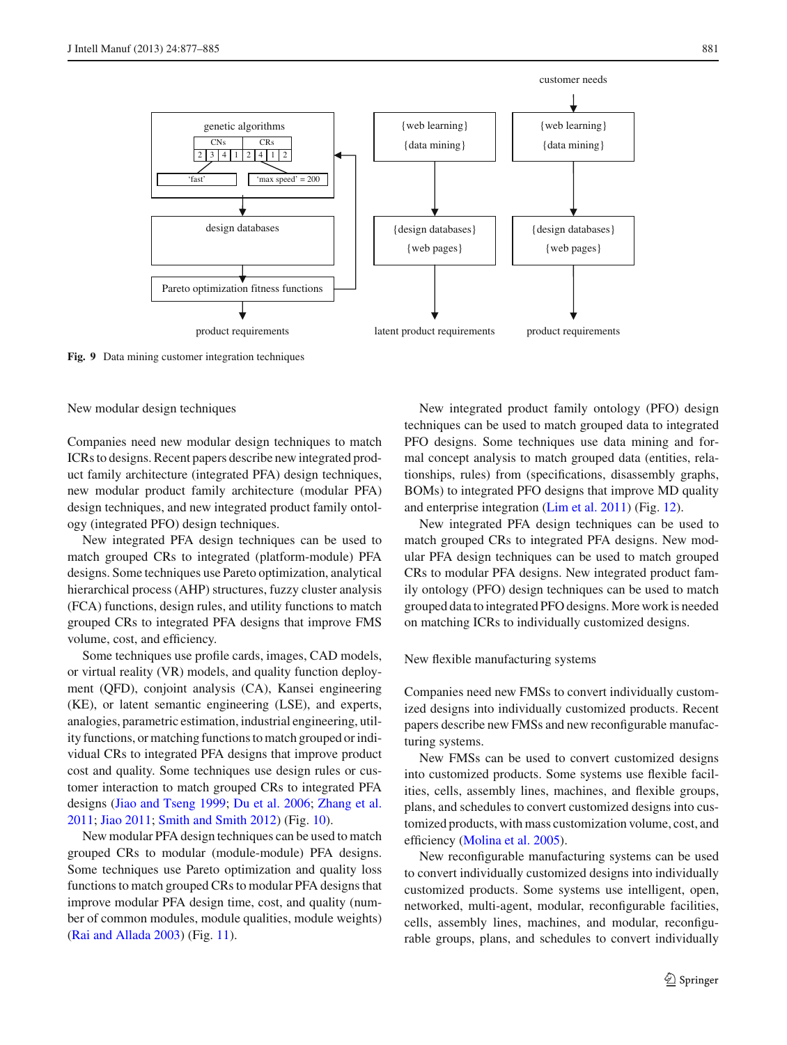Fig. 9 Data mining customer integration techniques

New modular design techniques

Companies need new modular design techniques to match ICRs to designs. Recent papers describe new integrated product family architecture (integrated PFA) design techniques, new modular product family architecture (modular PFA) design techniques, and new integrated product family ontology (integrated PFO) design techniques.

New integrated PFA design techniques can be used to match grouped CRs to integrated (platform-module) PFA designs. Some techniques use Pareto optimization, analytical hierarchical process (AHP) structures, fuzzy cluster analysis (FCA) functions, design rules, and utility functions to match grouped CRs to integrated PFA designs that improve FMS volume, cost, and efficiency.

Some techniques use profile cards, images, CAD models, or virtual reality (VR) models, and quality function deployment (QFD), conjoint analysis (CA), Kansei engineering (KE), or latent semantic engineering (LSE), and experts, analogies, parametric estimation, industrial engineering, utility functions, or matching functions to match grouped or individual CRs to integrated PFA designs that improve product cost and quality. Some techniques use design rules or customer interaction to match grouped CRs to integrated PFA designs (Jiao and Tseng 1999; Du et al. 2006; Zhang et al. 2011; Jiao 2011; Smith and Smith 2012) (Fig. 10).

New modular PFA design techniques can be used to match grouped CRs to modular (module-module) PFA designs. Some techniques use Pareto optimization and quality loss functions to match grouped CRs to modular PFA designs that improve modular PFA design time, cost, and quality (number of common modules, module qualities, module weights) (Rai and Allada 2003) (Fig. 11).

New integrated product family ontology (PFO) design techniques can be used to match grouped data to integrated PFO designs. Some techniques use data mining and formal concept analysis to match grouped data (entities, relationships, rules) from (specifications, disassembly graphs, BOMs) to integrated PFO designs that improve MD quality and enterprise integration (Lim et al. 2011) (Fig. 12).

New integrated PFA design techniques can be used to match grouped CRs to integrated PFA designs. New modular PFA design techniques can be used to match grouped CRs to modular PFA designs. New integrated product family ontology (PFO) design techniques can be used to match grouped data to integrated PFO designs. More work is needed on matching ICRs to individually customized designs.

New flexible manufacturing systems

Companies need new FMSs to convert individually customized designs into individually customized products. Recent papers describe new FMSs and new reconfigurable manufacturing systems.

New FMSs can be used to convert customized designs into customized products. Some systems use flexible facilities, cells, assembly lines, machines, and flexible groups, plans, and schedules to convert customized designs into customized products, with mass customization volume, cost, and efficiency (Molina et al. 2005).

New reconfigurable manufacturing systems can be used to convert individually customized designs into individually customized products. Some systems use intelligent, open, networked, multi-agent, modular, reconfigurable facilities, cells, assembly lines, machines, and modular, reconfigurable groups, plans, and schedules to convert individually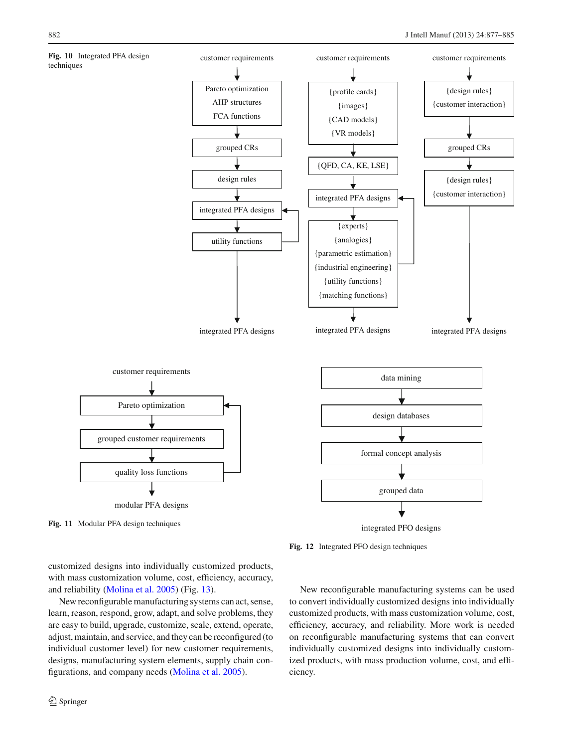**Fig. 10** Integrated PFA design techniques

customer requirements → Pareto optimization / AHP structures / FCA functions → grouped CRs → design rules → integrated PFA designs → utility functions → integrated PFA designs

customer requirements → {profile cards} {images} {CAD models} {VR models} → {QFD, CA, KE, LSE} → integrated PFA designs → {experts} {analogies} {parametric estimation} {industrial engineering} {utility functions} {matching functions} → integrated PFA designs

customer requirements → {design rules} {customer interaction} → grouped CRs → {design rules} {customer interaction} → integrated PFA designs

customer requirements → Pareto optimization → grouped customer requirements → quality loss functions → modular PFA designs

**Fig. 11** Modular PFA design techniques

data mining → design databases → formal concept analysis → grouped data → integrated PFO designs

**Fig. 12** Integrated PFO design techniques

customized designs into individually customized products, with mass customization volume, cost, efficiency, accuracy, and reliability (Molina et al. 2005) (Fig. 13).

New reconfigurable manufacturing systems can act, sense, learn, reason, respond, grow, adapt, and solve problems, they are easy to build, upgrade, customize, scale, extend, operate, adjust, maintain, and service, and they can be reconfigured (to individual customer level) for new customer requirements, designs, manufacturing system elements, supply chain configurations, and company needs (Molina et al. 2005).

New reconfigurable manufacturing systems can be used to convert individually customized designs into individually customized products, with mass customization volume, cost, efficiency, accuracy, and reliability. More work is needed on reconfigurable manufacturing systems that can convert individually customized designs into individually customized products, with mass production volume, cost, and efficiency.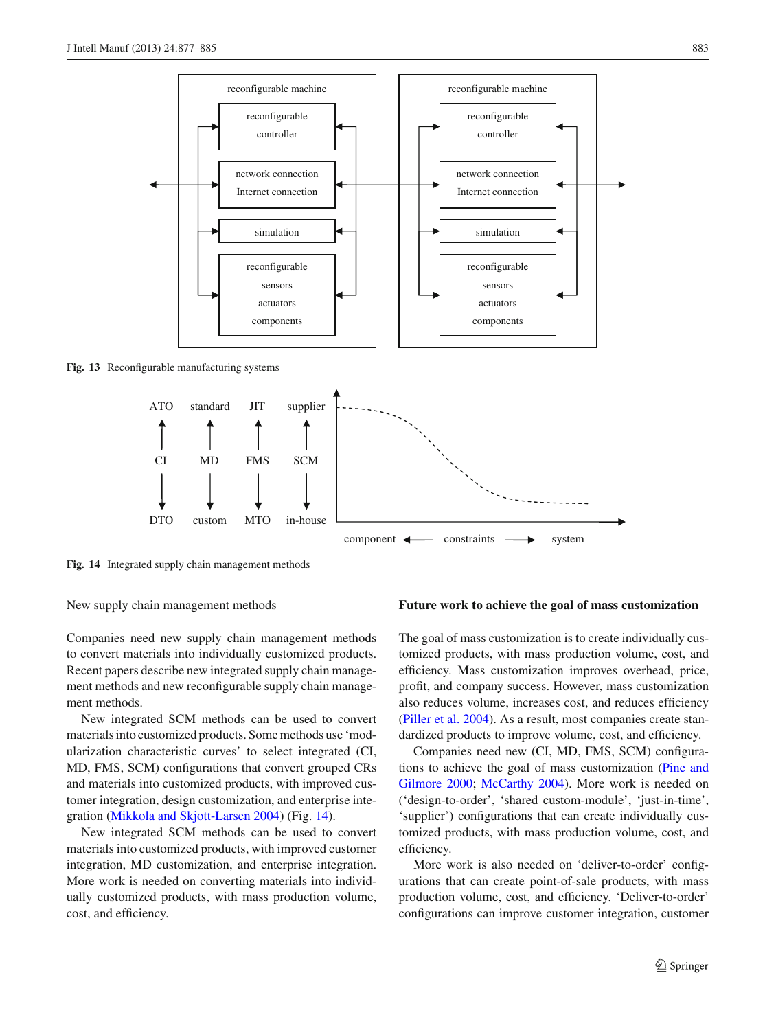Fig. 13 Reconfigurable manufacturing systems

Fig. 14 Integrated supply chain management methods

New supply chain management methods

Companies need new supply chain management methods to convert materials into individually customized products. Recent papers describe new integrated supply chain management methods and new reconfigurable supply chain management methods.

New integrated SCM methods can be used to convert materials into customized products. Some methods use 'modularization characteristic curves' to select integrated (CI, MD, FMS, SCM) configurations that convert grouped CRs and materials into customized products, with improved customer integration, design customization, and enterprise integration (Mikkola and Skjott-Larsen 2004) (Fig. 14).

New integrated SCM methods can be used to convert materials into customized products, with improved customer integration, MD customization, and enterprise integration. More work is needed on converting materials into individually customized products, with mass production volume, cost, and efficiency.

## Future work to achieve the goal of mass customization

The goal of mass customization is to create individually customized products, with mass production volume, cost, and efficiency. Mass customization improves overhead, price, profit, and company success. However, mass customization also reduces volume, increases cost, and reduces efficiency (Piller et al. 2004). As a result, most companies create standardized products to improve volume, cost, and efficiency.

Companies need new (CI, MD, FMS, SCM) configurations to achieve the goal of mass customization (Pine and Gilmore 2000; McCarthy 2004). More work is needed on ('design-to-order', 'shared custom-module', 'just-in-time', 'supplier') configurations that can create individually customized products, with mass production volume, cost, and efficiency.

More work is also needed on 'deliver-to-order' configurations that can create point-of-sale products, with mass production volume, cost, and efficiency. 'Deliver-to-order' configurations can improve customer integration, customer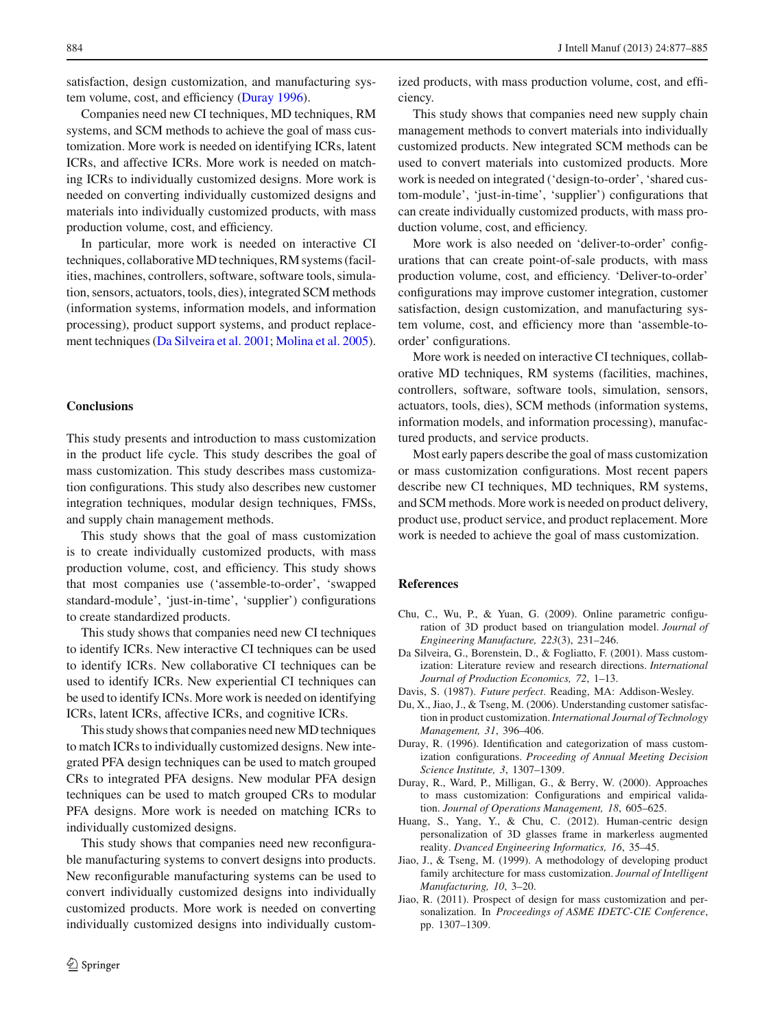satisfaction, design customization, and manufacturing system volume, cost, and efficiency (Duray 1996).

Companies need new CI techniques, MD techniques, RM systems, and SCM methods to achieve the goal of mass customization. More work is needed on identifying ICRs, latent ICRs, and affective ICRs. More work is needed on matching ICRs to individually customized designs. More work is needed on converting individually customized designs and materials into individually customized products, with mass production volume, cost, and efficiency.

In particular, more work is needed on interactive CI techniques, collaborative MD techniques, RM systems (facilities, machines, controllers, software, software tools, simulation, sensors, actuators, tools, dies), integrated SCM methods (information systems, information models, and information processing), product support systems, and product replacement techniques (Da Silveira et al. 2001; Molina et al. 2005).

## Conclusions

This study presents and introduction to mass customization in the product life cycle. This study describes the goal of mass customization. This study describes mass customization configurations. This study also describes new customer integration techniques, modular design techniques, FMSs, and supply chain management methods.

This study shows that the goal of mass customization is to create individually customized products, with mass production volume, cost, and efficiency. This study shows that most companies use ('assemble-to-order', 'swapped standard-module', 'just-in-time', 'supplier') configurations to create standardized products.

This study shows that companies need new CI techniques to identify ICRs. New interactive CI techniques can be used to identify ICRs. New collaborative CI techniques can be used to identify ICRs. New experiential CI techniques can be used to identify ICNs. More work is needed on identifying ICRs, latent ICRs, affective ICRs, and cognitive ICRs.

This study shows that companies need new MD techniques to match ICRs to individually customized designs. New integrated PFA design techniques can be used to match grouped CRs to integrated PFA designs. New modular PFA design techniques can be used to match grouped CRs to modular PFA designs. More work is needed on matching ICRs to individually customized designs.

This study shows that companies need new reconfigurable manufacturing systems to convert designs into products. New reconfigurable manufacturing systems can be used to convert individually customized designs into individually customized products. More work is needed on converting individually customized designs into individually customized products, with mass production volume, cost, and efficiency.

This study shows that companies need new supply chain management methods to convert materials into individually customized products. New integrated SCM methods can be used to convert materials into customized products. More work is needed on integrated ('design-to-order', 'shared custom-module', 'just-in-time', 'supplier') configurations that can create individually customized products, with mass production volume, cost, and efficiency.

More work is also needed on 'deliver-to-order' configurations that can create point-of-sale products, with mass production volume, cost, and efficiency. 'Deliver-to-order' configurations may improve customer integration, customer satisfaction, design customization, and manufacturing system volume, cost, and efficiency more than 'assemble-to-order' configurations.

More work is needed on interactive CI techniques, collaborative MD techniques, RM systems (facilities, machines, controllers, software, software tools, simulation, sensors, actuators, tools, dies), SCM methods (information systems, information models, and information processing), manufactured products, and service products.

Most early papers describe the goal of mass customization or mass customization configurations. Most recent papers describe new CI techniques, MD techniques, RM systems, and SCM methods. More work is needed on product delivery, product use, product service, and product replacement. More work is needed to achieve the goal of mass customization.

## References

Chu, C., Wu, P., & Yuan, G. (2009). Online parametric configuration of 3D product based on triangulation model. *Journal of Engineering Manufacture, 223*(3), 231–246.

Da Silveira, G., Borenstein, D., & Fogliatto, F. (2001). Mass customization: Literature review and research directions. *International Journal of Production Economics, 72*, 1–13.

Davis, S. (1987). *Future perfect*. Reading, MA: Addison-Wesley.

Du, X., Jiao, J., & Tseng, M. (2006). Understanding customer satisfaction in product customization. *International Journal of Technology Management, 31*, 396–406.

Duray, R. (1996). Identification and categorization of mass customization configurations. *Proceeding of Annual Meeting Decision Science Institute, 3*, 1307–1309.

Duray, R., Ward, P., Milligan, G., & Berry, W. (2000). Approaches to mass customization: Configurations and empirical validation. *Journal of Operations Management, 18*, 605–625.

Huang, S., Yang, Y., & Chu, C. (2012). Human-centric design personalization of 3D glasses frame in markerless augmented reality. *Dvanced Engineering Informatics, 16*, 35–45.

Jiao, J., & Tseng, M. (1999). A methodology of developing product family architecture for mass customization. *Journal of Intelligent Manufacturing, 10*, 3–20.

Jiao, R. (2011). Prospect of design for mass customization and personalization. In *Proceedings of ASME IDETC-CIE Conference*, pp. 1307–1309.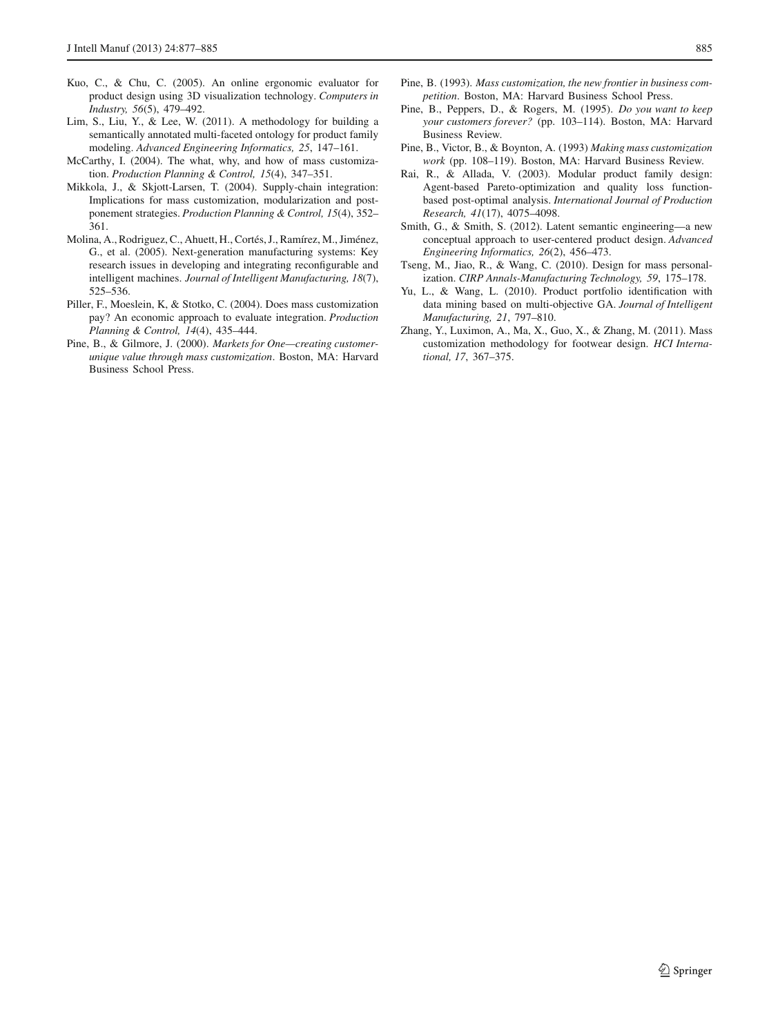Kuo, C., & Chu, C. (2005). An online ergonomic evaluator for product design using 3D visualization technology. *Computers in Industry, 56*(5), 479–492.

Lim, S., Liu, Y., & Lee, W. (2011). A methodology for building a semantically annotated multi-faceted ontology for product family modeling. *Advanced Engineering Informatics, 25*, 147–161.

McCarthy, I. (2004). The what, why, and how of mass customization. *Production Planning & Control, 15*(4), 347–351.

Mikkola, J., & Skjott-Larsen, T. (2004). Supply-chain integration: Implications for mass customization, modularization and postponement strategies. *Production Planning & Control, 15*(4), 352–361.

Molina, A., Rodriguez, C., Ahuett, H., Cortés, J., Ramírez, M., Jiménez, G., et al. (2005). Next-generation manufacturing systems: Key research issues in developing and integrating reconfigurable and intelligent machines. *Journal of Intelligent Manufacturing, 18*(7), 525–536.

Piller, F., Moeslein, K, & Stotko, C. (2004). Does mass customization pay? An economic approach to evaluate integration. *Production Planning & Control, 14*(4), 435–444.

Pine, B., & Gilmore, J. (2000). *Markets for One—creating customer-unique value through mass customization*. Boston, MA: Harvard Business School Press.

Pine, B. (1993). *Mass customization, the new frontier in business competition*. Boston, MA: Harvard Business School Press.

Pine, B., Peppers, D., & Rogers, M. (1995). *Do you want to keep your customers forever?* (pp. 103–114). Boston, MA: Harvard Business Review.

Pine, B., Victor, B., & Boynton, A. (1993) *Making mass customization work* (pp. 108–119). Boston, MA: Harvard Business Review.

Rai, R., & Allada, V. (2003). Modular product family design: Agent-based Pareto-optimization and quality loss function-based post-optimal analysis. *International Journal of Production Research, 41*(17), 4075–4098.

Smith, G., & Smith, S. (2012). Latent semantic engineering—a new conceptual approach to user-centered product design. *Advanced Engineering Informatics, 26*(2), 456–473.

Tseng, M., Jiao, R., & Wang, C. (2010). Design for mass personalization. *CIRP Annals-Manufacturing Technology, 59*, 175–178.

Yu, L., & Wang, L. (2010). Product portfolio identification with data mining based on multi-objective GA. *Journal of Intelligent Manufacturing, 21*, 797–810.

Zhang, Y., Luximon, A., Ma, X., Guo, X., & Zhang, M. (2011). Mass customization methodology for footwear design. *HCI International, 17*, 367–375.